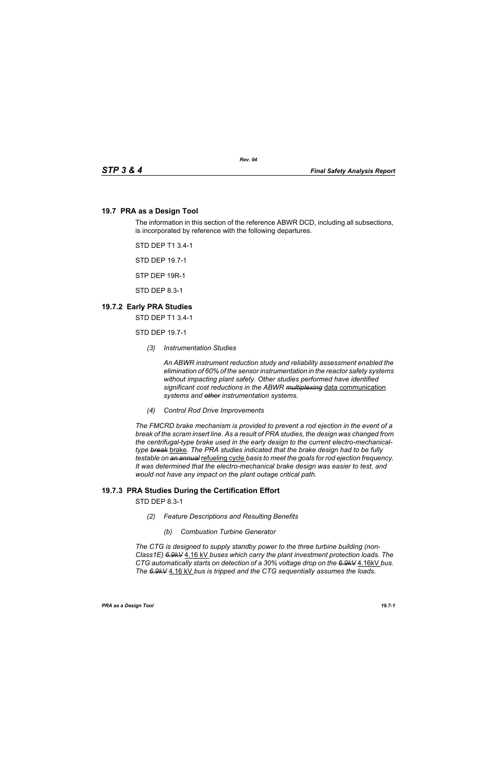## 19.7 PRA as a Design Tool

The information in this section of the reference ABWR DCD, including all subsections, is incorporated by reference with the following departures.

STD DEP T1 3.4-1

STD DEP 19.7-1

STP DEP 19R-1

STD DEP 8.3-1

### 19.7.2 Early PRA Studies

STD DEP T1 3.4-1

STD DEP 19.7-1

*(3) Instrumentation Studies*

*An ABWR instrument reduction study and reliability assessment enabled the elimination of 60% of the sensor instrumentation in the reactor safety systems without impacting plant safety. Other studies performed have identified significant cost reductions in the ABWR ~~multiplexing~~* <u>data communication</u> *systems and ~~other~~ instrumentation systems.*

*(4) Control Rod Drive Improvements*

*The FMCRD brake mechanism is provided to prevent a rod ejection in the event of a break of the scram insert line. As a result of PRA studies, the design was changed from the centrifugal-type brake used in the early design to the current electro-mechanical-type ~~break~~* <u>brake</u>. *The PRA studies indicated that the brake design had to be fully testable on ~~an annual~~* <u>refueling cycle</u> *basis to meet the goals for rod ejection frequency. It was determined that the electro-mechanical brake design was easier to test, and would not have any impact on the plant outage critical path.*

### 19.7.3 PRA Studies During the Certification Effort

STD DEP 8.3-1

*(2) Feature Descriptions and Resulting Benefits*

*(b) Combustion Turbine Generator*

*The CTG is designed to supply standby power to the three turbine building (non-Class1E) ~~6.9kV~~* <u>4.16 kV</u> *buses which carry the plant investment protection loads. The CTG automatically starts on detection of a 30% voltage drop on the ~~6.9kV~~* <u>4.16kV</u> *bus. The ~~6.9kV~~* <u>4.16 kV</u> *bus is tripped and the CTG sequentially assumes the loads.*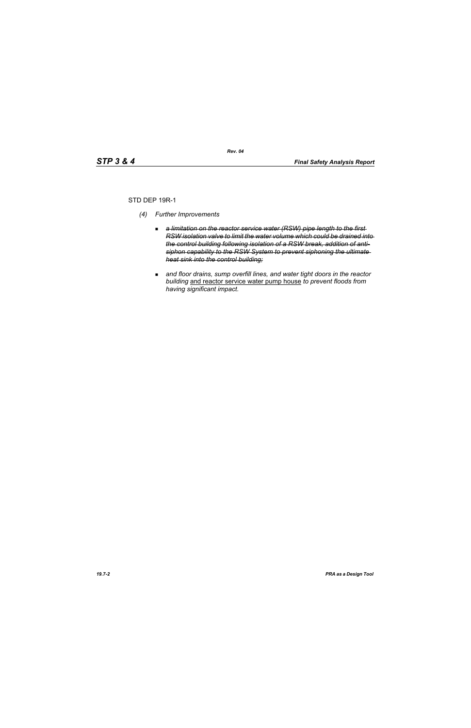STD DEP 19R-1

*(4) Further Improvements*

- ~~*a limitation on the reactor service water (RSW) pipe length to the first RSW isolation valve to limit the water volume which could be drained into the control building following isolation of a RSW break, addition of anti-siphon capability to the RSW System to prevent siphoning the ultimate heat sink into the control building;*~~
- *and floor drains, sump overfill lines, and water tight doors in the reactor building* <u>and reactor service water pump house</u> *to prevent floods from having significant impact.*